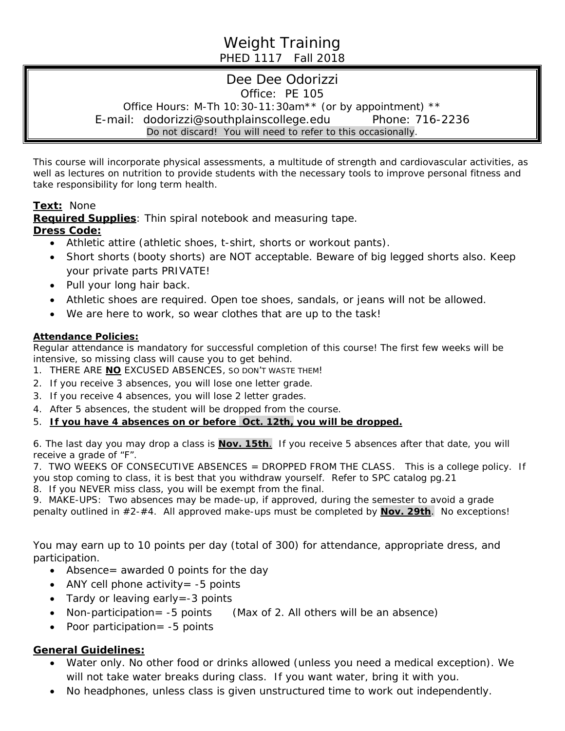# Weight Training

PHED 1117 Fall 2018

## Dee Dee Odorizzi

Office: PE 105

Office Hours: M-Th 10:30-11:30am** (or by appointment) **

E-mail: dodorizzi@southplainscollege.edu Phone: 716-2236

Do not discard! You will need to refer to this occasionally.

This course will incorporate physical assessments, a multitude of strength and cardiovascular activities, as well as lectures on nutrition to provide students with the necessary tools to improve personal fitness and take responsibility for long term health.

**Text:** None

**Required Supplies**: Thin spiral notebook and measuring tape.

**Dress Code:**

- Athletic attire (athletic shoes, t-shirt, shorts or workout pants).
- Short shorts (booty shorts) are NOT acceptable. Beware of big legged shorts also. Keep your private parts PRIVATE!
- Pull your long hair back.
- Athletic shoes are required. Open toe shoes, sandals, or jeans will not be allowed.
- We are here to work, so wear clothes that are up to the task!

**Attendance Policies:**

Regular attendance is mandatory for successful completion of this course! The first few weeks will be intensive, so missing class will cause you to get behind.

1. THERE ARE **NO** EXCUSED ABSENCES, SO DON'T WASTE THEM!
2. If you receive 3 absences, you will lose one letter grade.
3. If you receive 4 absences, you will lose 2 letter grades.
4. After 5 absences, the student will be dropped from the course.
5. **If you have 4 absences on or before Oct. 12th, you will be dropped.**

6. The last day you may drop a class is **Nov. 15th**. If you receive 5 absences after that date, you will receive a grade of "F".
7. TWO WEEKS OF CONSECUTIVE ABSENCES = DROPPED FROM THE CLASS. This is a college policy. If you stop coming to class, it is best that you withdraw yourself. Refer to SPC catalog pg.21
8. If you NEVER miss class, you will be exempt from the final.
9. MAKE-UPS: Two absences may be made-up, if approved, during the semester to avoid a grade penalty outlined in #2-#4. All approved make-ups must be completed by **Nov. 29th**. No exceptions!

You may earn up to 10 points per day (total of 300) for attendance, appropriate dress, and participation.

- Absence= awarded 0 points for the day
- ANY cell phone activity= -5 points
- Tardy or leaving early=-3 points
- Non-participation= -5 points (Max of 2. All others will be an absence)
- Poor participation= -5 points

**General Guidelines:**

- Water only. No other food or drinks allowed (unless you need a medical exception). We will not take water breaks during class. If you want water, bring it with you.
- No headphones, unless class is given unstructured time to work out independently.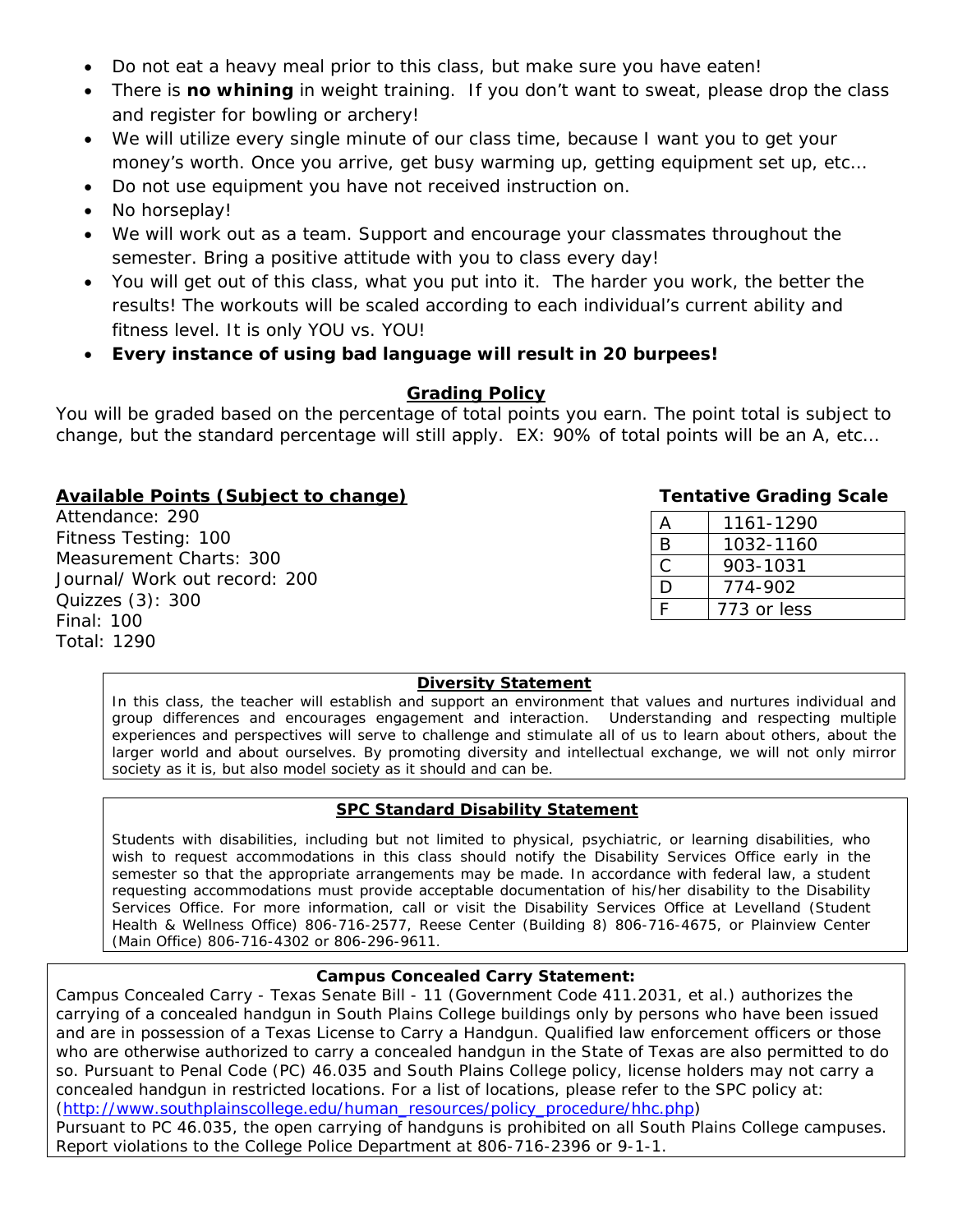- Do not eat a heavy meal prior to this class, but make sure you have eaten!
- There is **no whining** in weight training. If you don't want to sweat, please drop the class and register for bowling or archery!
- We will utilize every single minute of our class time, because I want you to get your money's worth. Once you arrive, get busy warming up, getting equipment set up, etc…
- Do not use equipment you have not received instruction on.
- No horseplay!
- We will work out as a team. Support and encourage your classmates throughout the semester. Bring a positive attitude with you to class every day!
- You will get out of this class, what you put into it. The harder you work, the better the results! The workouts will be scaled according to each individual's current ability and fitness level. It is only YOU vs. YOU!
- **Every instance of using bad language will result in 20 burpees!**

## Grading Policy

You will be graded based on the percentage of total points you earn. The point total is subject to change, but the standard percentage will still apply. EX: 90% of total points will be an A, etc…

**Available Points (Subject to change)**

Attendance: 290
Fitness Testing: 100
Measurement Charts: 300
Journal/ Work out record: 200
Quizzes (3): 300
Final: 100
Total: 1290

**Tentative Grading Scale**

| | |
|---|---|
| A | 1161-1290 |
| B | 1032-1160 |
| C | 903-1031 |
| D | 774-902 |
| F | 773 or less |

**Diversity Statement**

In this class, the teacher will establish and support an environment that values and nurtures individual and group differences and encourages engagement and interaction. Understanding and respecting multiple experiences and perspectives will serve to challenge and stimulate all of us to learn about others, about the larger world and about ourselves. By promoting diversity and intellectual exchange, we will not only mirror society as it is, but also model society as it should and can be.

**SPC Standard Disability Statement**

Students with disabilities, including but not limited to physical, psychiatric, or learning disabilities, who wish to request accommodations in this class should notify the Disability Services Office early in the semester so that the appropriate arrangements may be made. In accordance with federal law, a student requesting accommodations must provide acceptable documentation of his/her disability to the Disability Services Office. For more information, call or visit the Disability Services Office at Levelland (Student Health & Wellness Office) 806-716-2577, Reese Center (Building 8) 806-716-4675, or Plainview Center (Main Office) 806-716-4302 or 806-296-9611.

**Campus Concealed Carry Statement:**

Campus Concealed Carry - Texas Senate Bill - 11 (Government Code 411.2031, et al.) authorizes the carrying of a concealed handgun in South Plains College buildings only by persons who have been issued and are in possession of a Texas License to Carry a Handgun. Qualified law enforcement officers or those who are otherwise authorized to carry a concealed handgun in the State of Texas are also permitted to do so. Pursuant to Penal Code (PC) 46.035 and South Plains College policy, license holders may not carry a concealed handgun in restricted locations. For a list of locations, please refer to the SPC policy at: (http://www.southplainscollege.edu/human_resources/policy_procedure/hhc.php)
Pursuant to PC 46.035, the open carrying of handguns is prohibited on all South Plains College campuses. Report violations to the College Police Department at 806-716-2396 or 9-1-1.